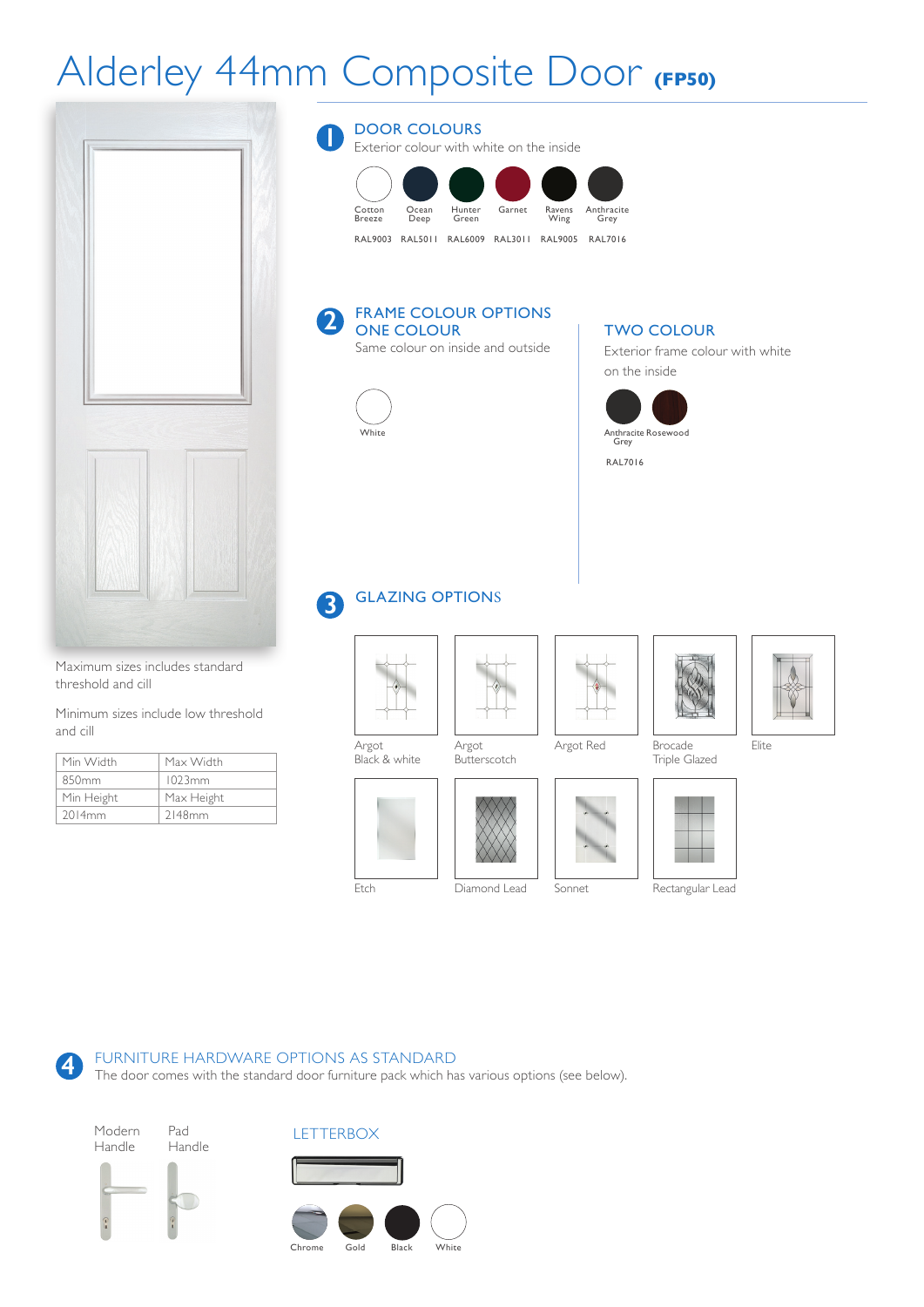# Alderley 44mm Composite Door **(FP50)**

Maximum sizes includes standard threshold and cill

Minimum sizes include low threshold and cill

| Min Width | Max Width |
|---|---|
| 850mm | 1023mm |
| Min Height | Max Height |
| 2014mm | 2148mm |

## 1 DOOR COLOURS

Exterior colour with white on the inside

| Cotton Breeze | Ocean Deep | Hunter Green | Garnet | Ravens Wing | Anthracite Grey |
|---|---|---|---|---|---|
| RAL9003 | RAL5011 | RAL6009 | RAL3011 | RAL9005 | RAL7016 |

## 2 FRAME COLOUR OPTIONS

### ONE COLOUR

Same colour on inside and outside

White

### TWO COLOUR

Exterior frame colour with white on the inside

Anthracite Grey, Rosewood

RAL7016

## 3 GLAZING OPTIONS

- Argot Black & white
- Argot Butterscotch
- Argot Red
- Brocade Triple Glazed
- Elite
- Etch
- Diamond Lead
- Sonnet
- Rectangular Lead

## 4 FURNITURE HARDWARE OPTIONS AS STANDARD

The door comes with the standard door furniture pack which has various options (see below).

Modern Handle

Pad Handle

### LETTERBOX

Chrome, Gold, Black, White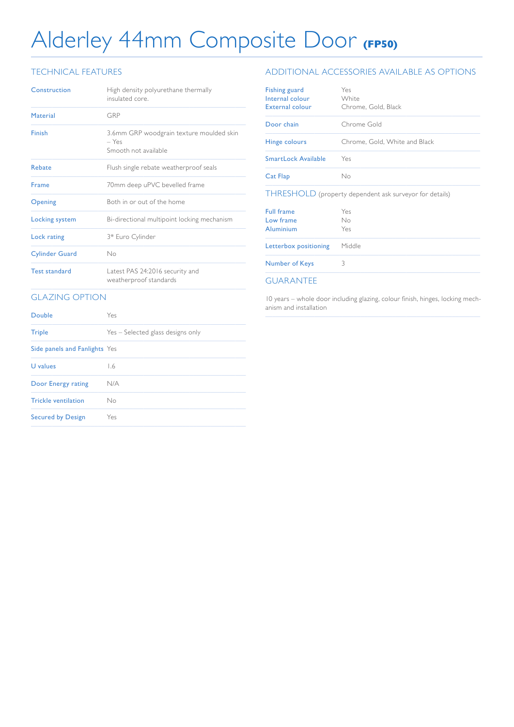# Alderley 44mm Composite Door **(FP50)**

## TECHNICAL FEATURES

| | |
|---|---|
| Construction | High density polyurethane thermally insulated core. |
| Material | GRP |
| Finish | 3.6mm GRP woodgrain texture moulded skin – Yes<br>Smooth not available |
| Rebate | Flush single rebate weatherproof seals |
| Frame | 70mm deep uPVC bevelled frame |
| Opening | Both in or out of the home |
| Locking system | Bi-directional multipoint locking mechanism |
| Lock rating | 3* Euro Cylinder |
| Cylinder Guard | No |
| Test standard | Latest PAS 24:2016 security and weatherproof standards |

## GLAZING OPTION

| | |
|---|---|
| Double | Yes |
| Triple | Yes – Selected glass designs only |
| Side panels and Fanlights | Yes |
| U values | 1.6 |
| Door Energy rating | N/A |
| Trickle ventilation | No |
| Secured by Design | Yes |

## ADDITIONAL ACCESSORIES AVAILABLE AS OPTIONS

| | |
|---|---|
| Fishing guard<br>Internal colour<br>External colour | Yes<br>White<br>Chrome, Gold, Black |
| Door chain | Chrome Gold |
| Hinge colours | Chrome, Gold, White and Black |
| SmartLock Available | Yes |
| Cat Flap | No |

## THRESHOLD (property dependent ask surveyor for details)

| | |
|---|---|
| Full frame<br>Low frame<br>Aluminium | Yes<br>No<br>Yes |
| Letterbox positioning | Middle |
| Number of Keys | 3 |

## GUARANTEE

10 years – whole door including glazing, colour finish, hinges, locking mechanism and installation